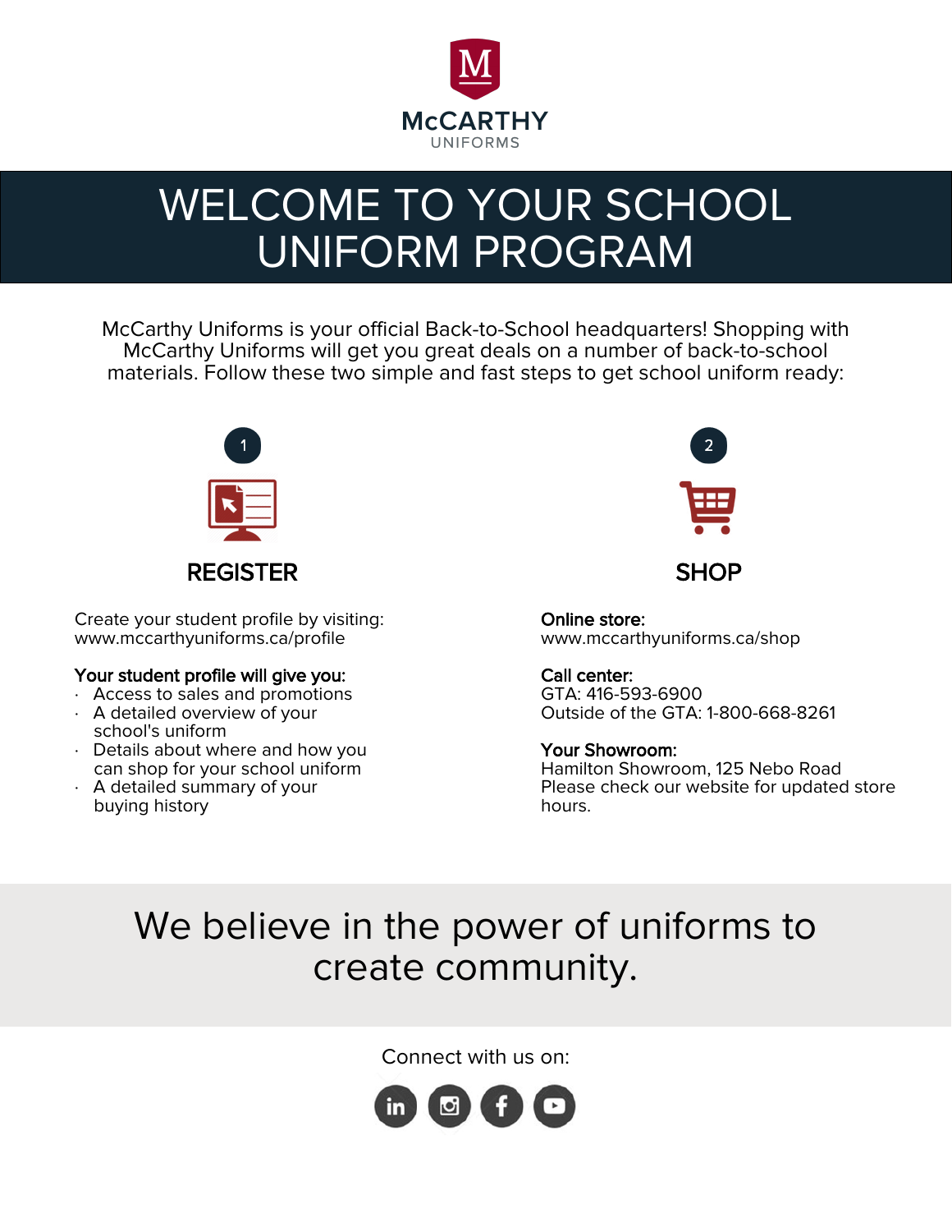McCARTHY
UNIFORMS

# WELCOME TO YOUR SCHOOL UNIFORM PROGRAM

McCarthy Uniforms is your official Back-to-School headquarters! Shopping with McCarthy Uniforms will get you great deals on a number of back-to-school materials. Follow these two simple and fast steps to get school uniform ready:

1

## REGISTER

Create your student profile by visiting: www.mccarthyuniforms.ca/profile

**Your student profile will give you:**

- Access to sales and promotions
- A detailed overview of your school's uniform
- Details about where and how you can shop for your school uniform
- A detailed summary of your buying history

2

## SHOP

**Online store:**
www.mccarthyuniforms.ca/shop

**Call center:**
GTA: 416-593-6900
Outside of the GTA: 1-800-668-8261

**Your Showroom:**
Hamilton Showroom, 125 Nebo Road
Please check our website for updated store hours.

We believe in the power of uniforms to create community.

Connect with us on: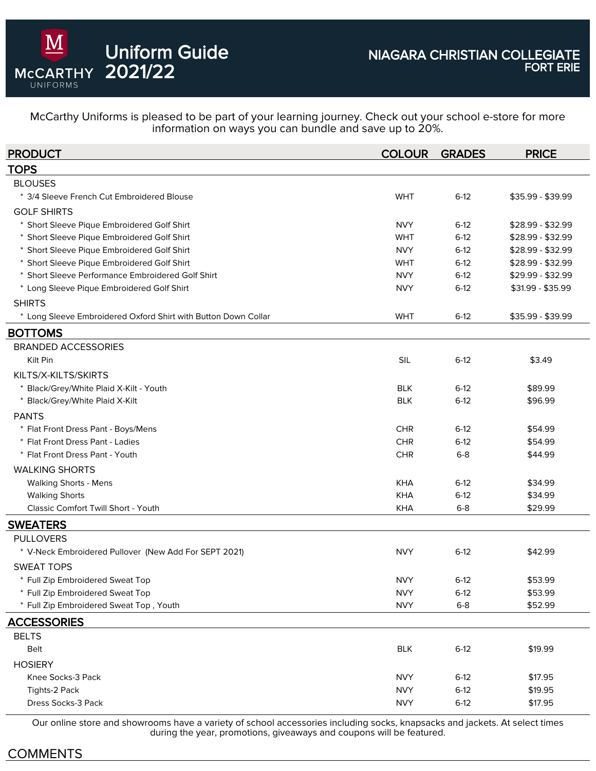# Uniform Guide 2021/22

McCARTHY UNIFORMS

## NIAGARA CHRISTIAN COLLEGIATE
### FORT ERIE

McCarthy Uniforms is pleased to be part of your learning journey. Check out your school e-store for more information on ways you can bundle and save up to 20%.

| PRODUCT | COLOUR | GRADES | PRICE |
|---|---|---|---|
| **TOPS** | | | |
| BLOUSES | | | |
| * 3/4 Sleeve French Cut Embroidered Blouse | WHT | 6-12 | $35.99 - $39.99 |
| GOLF SHIRTS | | | |
| * Short Sleeve Pique Embroidered Golf Shirt | NVY | 6-12 | $28.99 - $32.99 |
| * Short Sleeve Pique Embroidered Golf Shirt | WHT | 6-12 | $28.99 - $32.99 |
| * Short Sleeve Pique Embroidered Golf Shirt | NVY | 6-12 | $28.99 - $32.99 |
| * Short Sleeve Pique Embroidered Golf Shirt | WHT | 6-12 | $28.99 - $32.99 |
| * Short Sleeve Performance Embroidered Golf Shirt | NVY | 6-12 | $29.99 - $32.99 |
| * Long Sleeve Pique Embroidered Golf Shirt | NVY | 6-12 | $31.99 - $35.99 |
| SHIRTS | | | |
| * Long Sleeve Embroidered Oxford Shirt with Button Down Collar | WHT | 6-12 | $35.99 - $39.99 |
| **BOTTOMS** | | | |
| BRANDED ACCESSORIES | | | |
| Kilt Pin | SIL | 6-12 | $3.49 |
| KILTS/X-KILTS/SKIRTS | | | |
| * Black/Grey/White Plaid X-Kilt - Youth | BLK | 6-12 | $89.99 |
| * Black/Grey/White Plaid X-Kilt | BLK | 6-12 | $96.99 |
| PANTS | | | |
| * Flat Front Dress Pant - Boys/Mens | CHR | 6-12 | $54.99 |
| * Flat Front Dress Pant - Ladies | CHR | 6-12 | $54.99 |
| * Flat Front Dress Pant - Youth | CHR | 6-8 | $44.99 |
| WALKING SHORTS | | | |
| Walking Shorts - Mens | KHA | 6-12 | $34.99 |
| Walking Shorts | KHA | 6-12 | $34.99 |
| Classic Comfort Twill Short - Youth | KHA | 6-8 | $29.99 |
| **SWEATERS** | | | |
| PULLOVERS | | | |
| * V-Neck Embroidered Pullover (New Add For SEPT 2021) | NVY | 6-12 | $42.99 |
| SWEAT TOPS | | | |
| * Full Zip Embroidered Sweat Top | NVY | 6-12 | $53.99 |
| * Full Zip Embroidered Sweat Top | NVY | 6-12 | $53.99 |
| * Full Zip Embroidered Sweat Top , Youth | NVY | 6-8 | $52.99 |
| **ACCESSORIES** | | | |
| BELTS | | | |
| Belt | BLK | 6-12 | $19.99 |
| HOSIERY | | | |
| Knee Socks-3 Pack | NVY | 6-12 | $17.95 |
| Tights-2 Pack | NVY | 6-12 | $19.95 |
| Dress Socks-3 Pack | NVY | 6-12 | $17.95 |

Our online store and showrooms have a variety of school accessories including socks, knapsacks and jackets. At select times during the year, promotions, giveaways and coupons will be featured.

## COMMENTS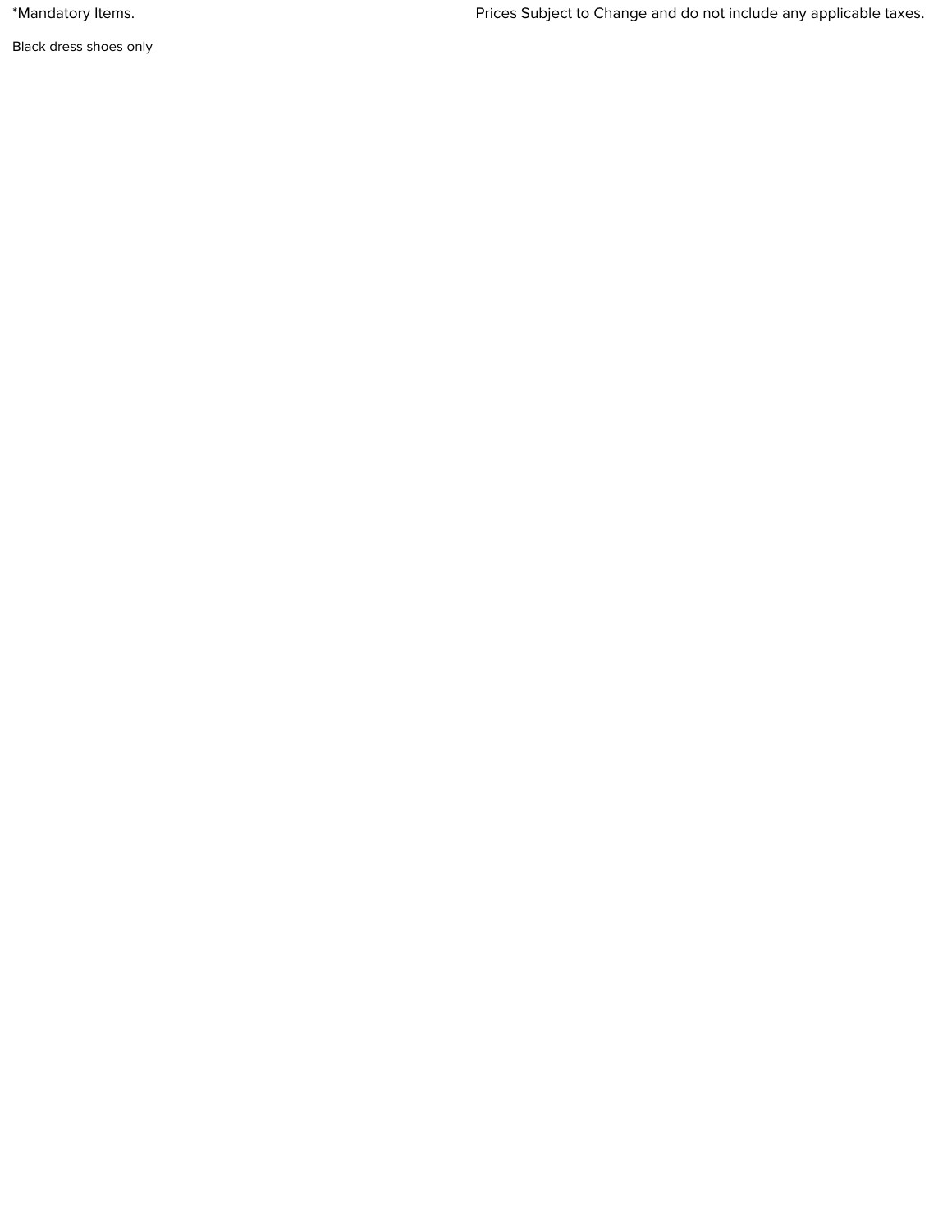*Mandatory Items.

Prices Subject to Change and do not include any applicable taxes.

Black dress shoes only